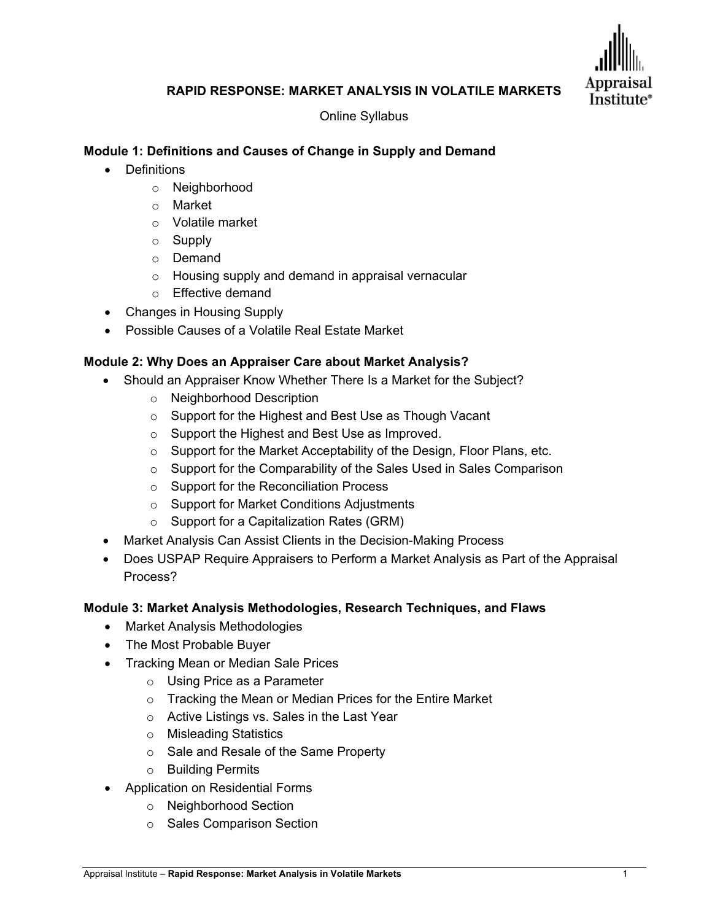# RAPID RESPONSE: MARKET ANALYSIS IN VOLATILE MARKETS

Online Syllabus

### Module 1: Definitions and Causes of Change in Supply and Demand

- Definitions
  - Neighborhood
  - Market
  - Volatile market
  - Supply
  - Demand
  - Housing supply and demand in appraisal vernacular
  - Effective demand
- Changes in Housing Supply
- Possible Causes of a Volatile Real Estate Market

### Module 2: Why Does an Appraiser Care about Market Analysis?

- Should an Appraiser Know Whether There Is a Market for the Subject?
  - Neighborhood Description
  - Support for the Highest and Best Use as Though Vacant
  - Support the Highest and Best Use as Improved.
  - Support for the Market Acceptability of the Design, Floor Plans, etc.
  - Support for the Comparability of the Sales Used in Sales Comparison
  - Support for the Reconciliation Process
  - Support for Market Conditions Adjustments
  - Support for a Capitalization Rates (GRM)
- Market Analysis Can Assist Clients in the Decision-Making Process
- Does USPAP Require Appraisers to Perform a Market Analysis as Part of the Appraisal Process?

### Module 3: Market Analysis Methodologies, Research Techniques, and Flaws

- Market Analysis Methodologies
- The Most Probable Buyer
- Tracking Mean or Median Sale Prices
  - Using Price as a Parameter
  - Tracking the Mean or Median Prices for the Entire Market
  - Active Listings vs. Sales in the Last Year
  - Misleading Statistics
  - Sale and Resale of the Same Property
  - Building Permits
- Application on Residential Forms
  - Neighborhood Section
  - Sales Comparison Section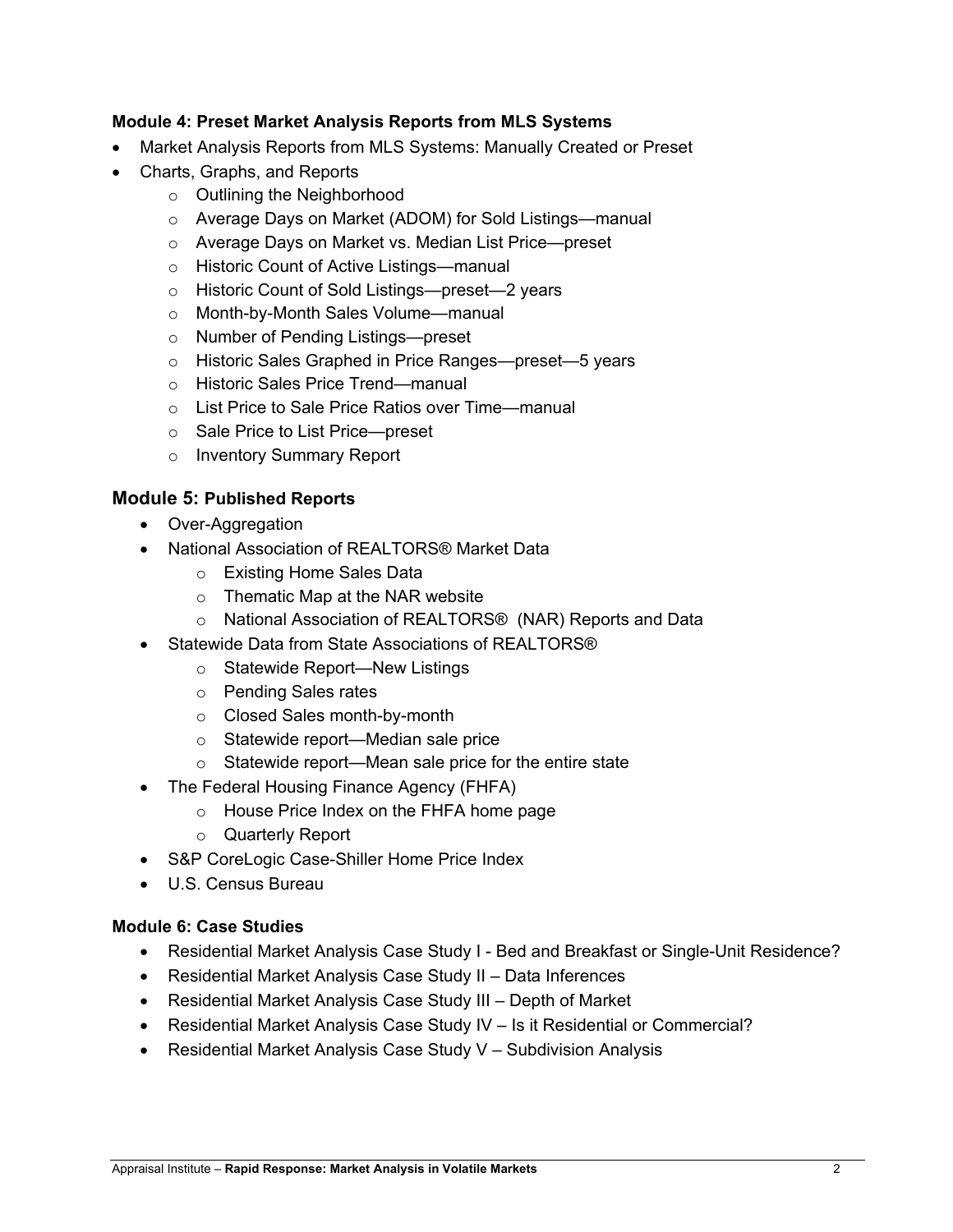### Module 4: Preset Market Analysis Reports from MLS Systems

- Market Analysis Reports from MLS Systems: Manually Created or Preset
- Charts, Graphs, and Reports
  - Outlining the Neighborhood
  - Average Days on Market (ADOM) for Sold Listings—manual
  - Average Days on Market vs. Median List Price—preset
  - Historic Count of Active Listings—manual
  - Historic Count of Sold Listings—preset—2 years
  - Month-by-Month Sales Volume—manual
  - Number of Pending Listings—preset
  - Historic Sales Graphed in Price Ranges—preset—5 years
  - Historic Sales Price Trend—manual
  - List Price to Sale Price Ratios over Time—manual
  - Sale Price to List Price—preset
  - Inventory Summary Report

### Module 5: Published Reports

- Over-Aggregation
- National Association of REALTORS® Market Data
  - Existing Home Sales Data
  - Thematic Map at the NAR website
  - National Association of REALTORS® (NAR) Reports and Data
- Statewide Data from State Associations of REALTORS®
  - Statewide Report—New Listings
  - Pending Sales rates
  - Closed Sales month-by-month
  - Statewide report—Median sale price
  - Statewide report—Mean sale price for the entire state
- The Federal Housing Finance Agency (FHFA)
  - House Price Index on the FHFA home page
  - Quarterly Report
- S&P CoreLogic Case-Shiller Home Price Index
- U.S. Census Bureau

### Module 6: Case Studies

- Residential Market Analysis Case Study I - Bed and Breakfast or Single-Unit Residence?
- Residential Market Analysis Case Study II – Data Inferences
- Residential Market Analysis Case Study III – Depth of Market
- Residential Market Analysis Case Study IV – Is it Residential or Commercial?
- Residential Market Analysis Case Study V – Subdivision Analysis